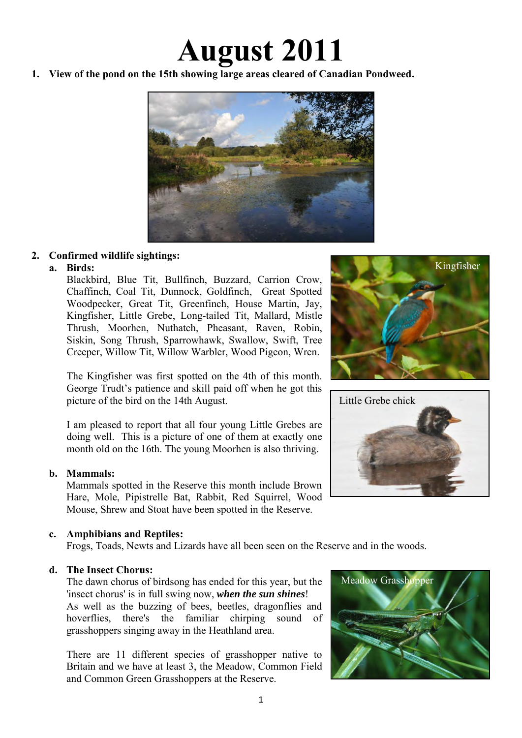# August 2011

1. **View of the pond on the 15th showing large areas cleared of Canadian Pondweed.**

2. **Confirmed wildlife sightings:**

   a. **Birds:**

   Blackbird, Blue Tit, Bullfinch, Buzzard, Carrion Crow, Chaffinch, Coal Tit, Dunnock, Goldfinch, Great Spotted Woodpecker, Great Tit, Greenfinch, House Martin, Jay, Kingfisher, Little Grebe, Long-tailed Tit, Mallard, Mistle Thrush, Moorhen, Nuthatch, Pheasant, Raven, Robin, Siskin, Song Thrush, Sparrowhawk, Swallow, Swift, Tree Creeper, Willow Tit, Willow Warbler, Wood Pigeon, Wren.

   The Kingfisher was first spotted on the 4th of this month. George Trudt's patience and skill paid off when he got this picture of the bird on the 14th August.

   Kingfisher

   I am pleased to report that all four young Little Grebes are doing well. This is a picture of one of them at exactly one month old on the 16th. The young Moorhen is also thriving.

   Little Grebe chick

   b. **Mammals:**

   Mammals spotted in the Reserve this month include Brown Hare, Mole, Pipistrelle Bat, Rabbit, Red Squirrel, Wood Mouse, Shrew and Stoat have been spotted in the Reserve.

   c. **Amphibians and Reptiles:**

   Frogs, Toads, Newts and Lizards have all been seen on the Reserve and in the woods.

   d. **The Insect Chorus:**

   The dawn chorus of birdsong has ended for this year, but the 'insect chorus' is in full swing now, ***when the sun shines***!
   As well as the buzzing of bees, beetles, dragonflies and hoverflies, there's the familiar chirping sound of grasshoppers singing away in the Heathland area.

   There are 11 different species of grasshopper native to Britain and we have at least 3, the Meadow, Common Field and Common Green Grasshoppers at the Reserve.

   Meadow Grasshopper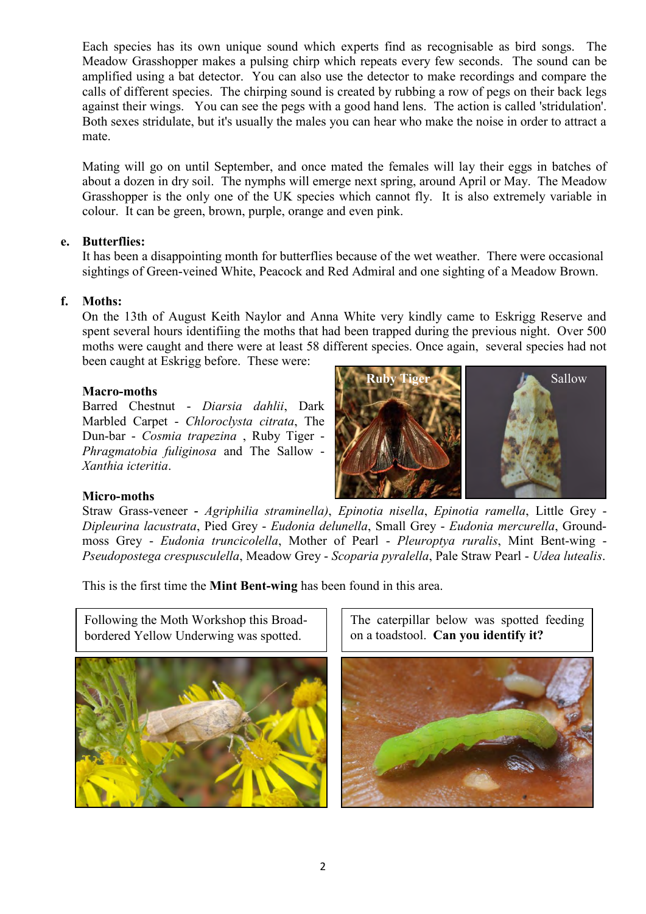Each species has its own unique sound which experts find as recognisable as bird songs. The Meadow Grasshopper makes a pulsing chirp which repeats every few seconds. The sound can be amplified using a bat detector. You can also use the detector to make recordings and compare the calls of different species. The chirping sound is created by rubbing a row of pegs on their back legs against their wings. You can see the pegs with a good hand lens. The action is called 'stridulation'. Both sexes stridulate, but it's usually the males you can hear who make the noise in order to attract a mate.

Mating will go on until September, and once mated the females will lay their eggs in batches of about a dozen in dry soil. The nymphs will emerge next spring, around April or May. The Meadow Grasshopper is the only one of the UK species which cannot fly. It is also extremely variable in colour. It can be green, brown, purple, orange and even pink.

**e. Butterflies:**

It has been a disappointing month for butterflies because of the wet weather. There were occasional sightings of Green-veined White, Peacock and Red Admiral and one sighting of a Meadow Brown.

**f. Moths:**

On the 13th of August Keith Naylor and Anna White very kindly came to Eskrigg Reserve and spent several hours identifiing the moths that had been trapped during the previous night. Over 500 moths were caught and there were at least 58 different species. Once again, several species had not been caught at Eskrigg before. These were:

**Macro-moths**

Barred Chestnut - *Diarsia dahlii*, Dark Marbled Carpet - *Chloroclysta citrata*, The Dun-bar - *Cosmia trapezina* , Ruby Tiger - *Phragmatobia fuliginosa* and The Sallow - *Xanthia icteritia*.

Ruby Tiger

Sallow

**Micro-moths**

Straw Grass-veneer - *Agriphilia straminella)*, *Epinotia nisella*, *Epinotia ramella*, Little Grey - *Dipleurina lacustrata*, Pied Grey - *Eudonia delunella*, Small Grey - *Eudonia mercurella*, Ground-moss Grey - *Eudonia truncicolella*, Mother of Pearl - *Pleuroptya ruralis*, Mint Bent-wing - *Pseudopostega crespusculella*, Meadow Grey - *Scoparia pyralella*, Pale Straw Pearl - *Udea lutealis*.

This is the first time the **Mint Bent-wing** has been found in this area.

Following the Moth Workshop this Broad-bordered Yellow Underwing was spotted.

The caterpillar below was spotted feeding on a toadstool. **Can you identify it?**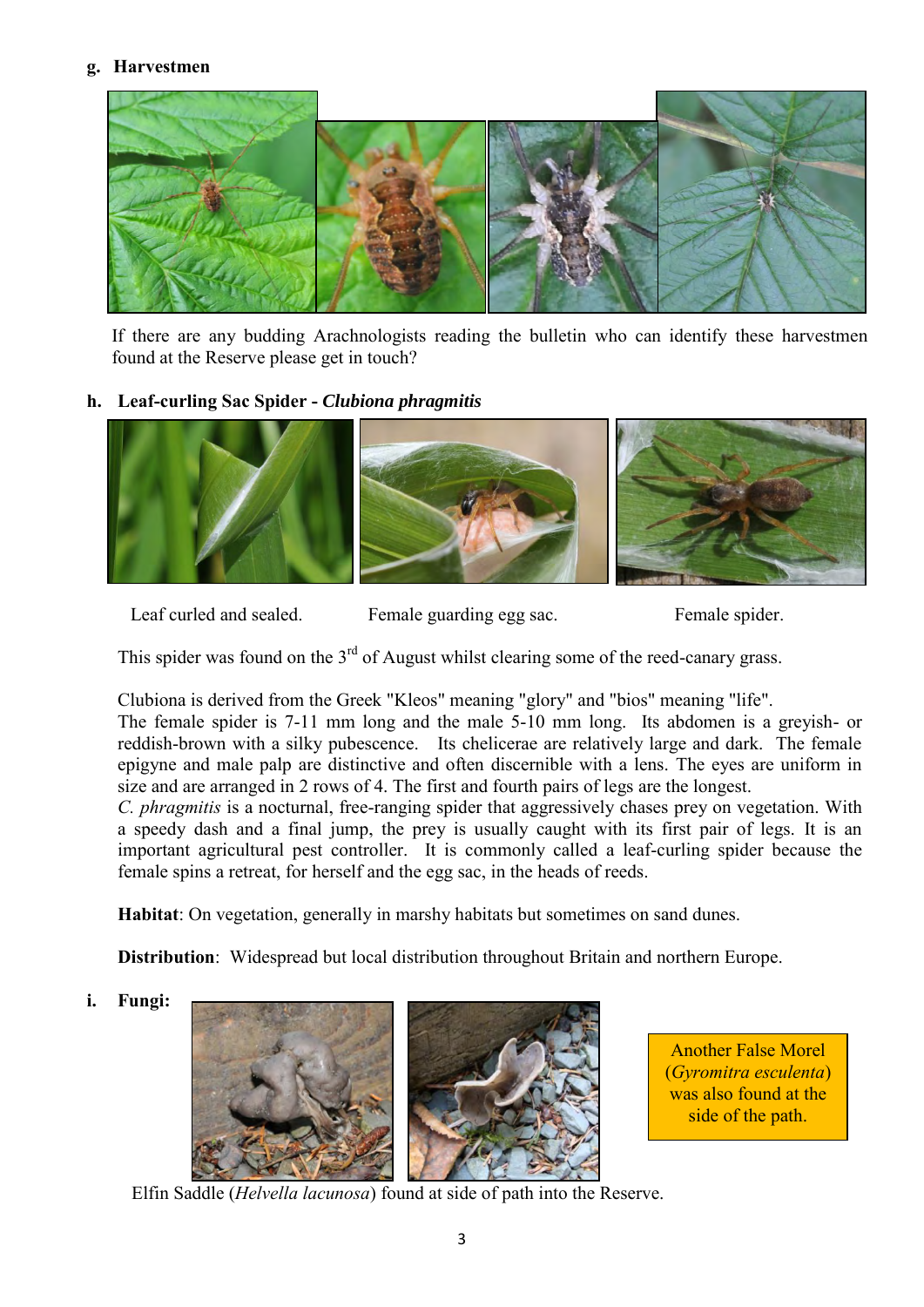**g. Harvestmen**

If there are any budding Arachnologists reading the bulletin who can identify these harvestmen found at the Reserve please get in touch?

**h. Leaf-curling Sac Spider - *Clubiona phragmitis***

Leaf curled and sealed. Female guarding egg sac. Female spider.

This spider was found on the 3rd of August whilst clearing some of the reed-canary grass.

Clubiona is derived from the Greek "Kleos" meaning "glory" and "bios" meaning "life".
The female spider is 7-11 mm long and the male 5-10 mm long. Its abdomen is a greyish- or reddish-brown with a silky pubescence. Its chelicerae are relatively large and dark. The female epigyne and male palp are distinctive and often discernible with a lens. The eyes are uniform in size and are arranged in 2 rows of 4. The first and fourth pairs of legs are the longest.
*C. phragmitis* is a nocturnal, free-ranging spider that aggressively chases prey on vegetation. With a speedy dash and a final jump, the prey is usually caught with its first pair of legs. It is an important agricultural pest controller. It is commonly called a leaf-curling spider because the female spins a retreat, for herself and the egg sac, in the heads of reeds.

**Habitat**: On vegetation, generally in marshy habitats but sometimes on sand dunes.

**Distribution**: Widespread but local distribution throughout Britain and northern Europe.

**i. Fungi:**

Another False Morel (*Gyromitra esculenta*) was also found at the side of the path.

Elfin Saddle (*Helvella lacunosa*) found at side of path into the Reserve.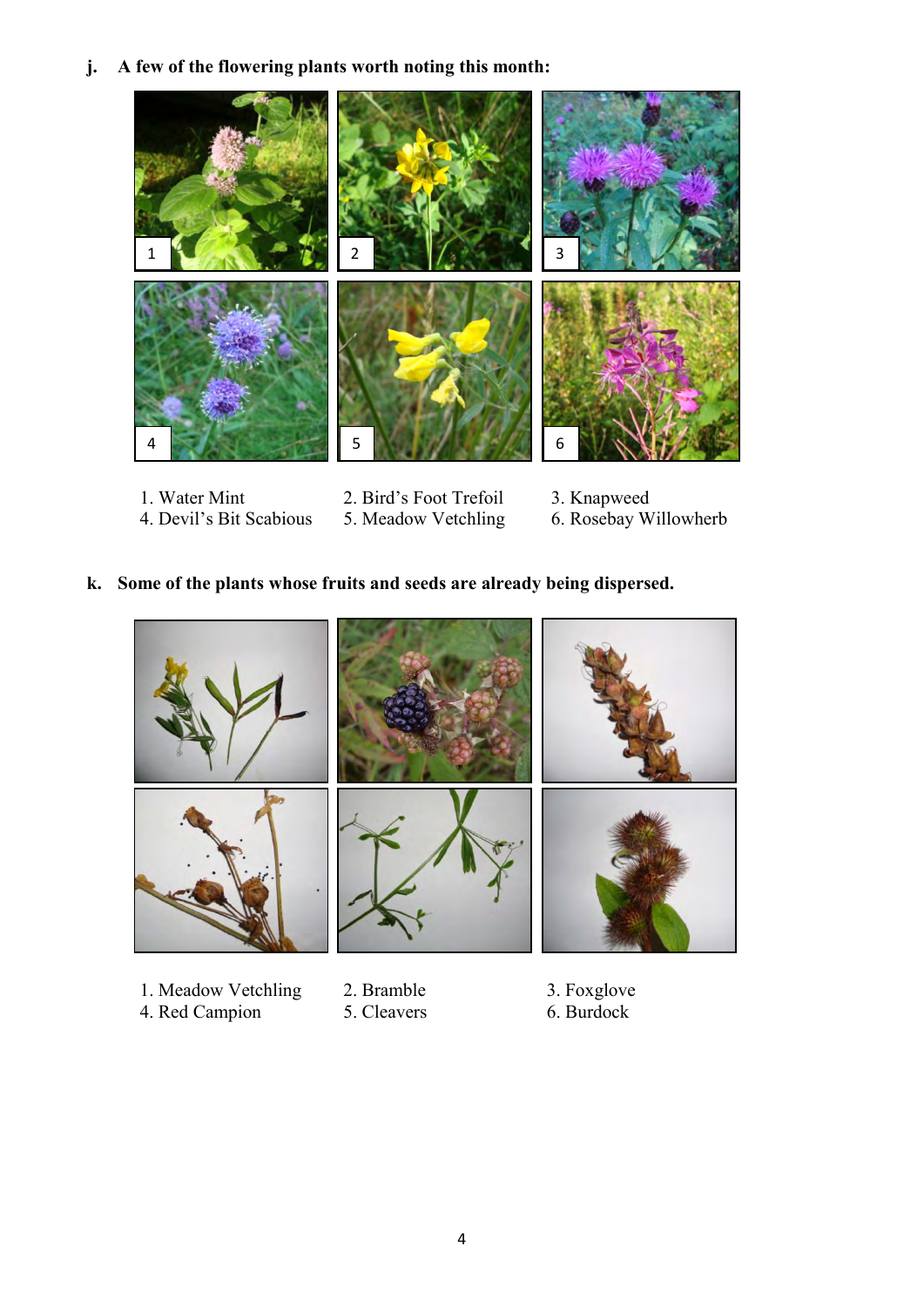**j. A few of the flowering plants worth noting this month:**

1. Water Mint
2. Bird's Foot Trefoil
3. Knapweed
4. Devil's Bit Scabious
5. Meadow Vetchling
6. Rosebay Willowherb

**k. Some of the plants whose fruits and seeds are already being dispersed.**

1. Meadow Vetchling
2. Bramble
3. Foxglove
4. Red Campion
5. Cleavers
6. Burdock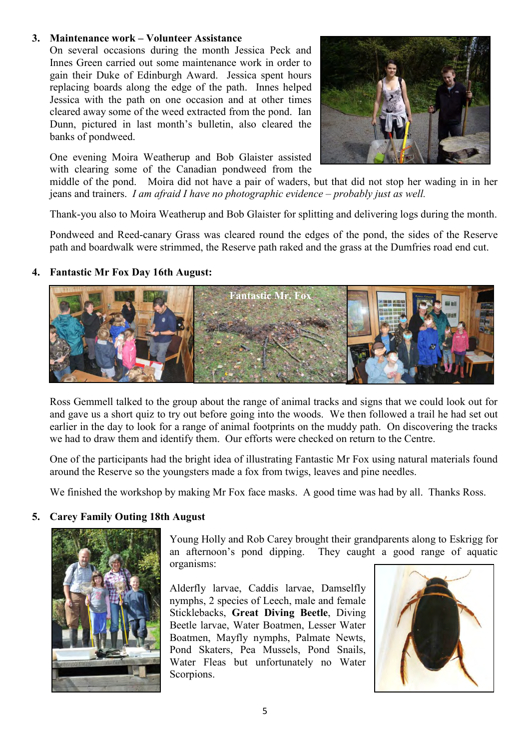### 3. Maintenance work – Volunteer Assistance

On several occasions during the month Jessica Peck and Innes Green carried out some maintenance work in order to gain their Duke of Edinburgh Award. Jessica spent hours replacing boards along the edge of the path. Innes helped Jessica with the path on one occasion and at other times cleared away some of the weed extracted from the pond. Ian Dunn, pictured in last month's bulletin, also cleared the banks of pondweed.

One evening Moira Weatherup and Bob Glaister assisted with clearing some of the Canadian pondweed from the middle of the pond. Moira did not have a pair of waders, but that did not stop her wading in in her jeans and trainers. *I am afraid I have no photographic evidence – probably just as well.*

Thank-you also to Moira Weatherup and Bob Glaister for splitting and delivering logs during the month.

Pondweed and Reed-canary Grass was cleared round the edges of the pond, the sides of the Reserve path and boardwalk were strimmed, the Reserve path raked and the grass at the Dumfries road end cut.

### 4. Fantastic Mr Fox Day 16th August:

Ross Gemmell talked to the group about the range of animal tracks and signs that we could look out for and gave us a short quiz to try out before going into the woods. We then followed a trail he had set out earlier in the day to look for a range of animal footprints on the muddy path. On discovering the tracks we had to draw them and identify them. Our efforts were checked on return to the Centre.

One of the participants had the bright idea of illustrating Fantastic Mr Fox using natural materials found around the Reserve so the youngsters made a fox from twigs, leaves and pine needles.

We finished the workshop by making Mr Fox face masks. A good time was had by all. Thanks Ross.

### 5. Carey Family Outing 18th August

Young Holly and Rob Carey brought their grandparents along to Eskrigg for an afternoon's pond dipping. They caught a good range of aquatic organisms:

Alderfly larvae, Caddis larvae, Damselfly nymphs, 2 species of Leech, male and female Sticklebacks, **Great Diving Beetle**, Diving Beetle larvae, Water Boatmen, Lesser Water Boatmen, Mayfly nymphs, Palmate Newts, Pond Skaters, Pea Mussels, Pond Snails, Water Fleas but unfortunately no Water Scorpions.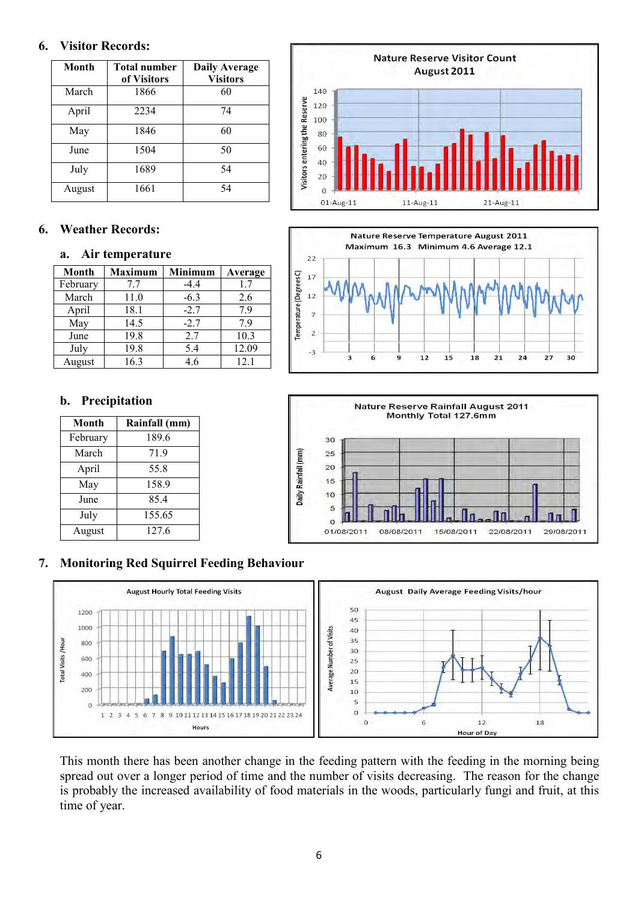## 6. Visitor Records:

| Month | Total number of Visitors | Daily Average Visitors |
|---|---|---|
| March | 1866 | 60 |
| April | 2234 | 74 |
| May | 1846 | 60 |
| June | 1504 | 50 |
| July | 1689 | 54 |
| August | 1661 | 54 |

Nature Reserve Visitor Count
August 2011

Visitors entering the Reserve

140
120
100
80
60
40
20
0

01-Aug-11 11-Aug-11 21-Aug-11

## 6. Weather Records:

### a. Air temperature

| Month | Maximum | Minimum | Average |
|---|---|---|---|
| February | 7.7 | -4.4 | 1.7 |
| March | 11.0 | -6.3 | 2.6 |
| April | 18.1 | -2.7 | 7.9 |
| May | 14.5 | -2.7 | 7.9 |
| June | 19.8 | 2.7 | 10.3 |
| July | 19.8 | 5.4 | 12.09 |
| August | 16.3 | 4.6 | 12.1 |

Nature Reserve Temperature August 2011
Maximum 16.3 Minimum 4.6 Average 12.1

Temperature (Degrees C)

22
17
12
7
2
-3

3 6 9 12 15 18 21 24 27 30

### b. Precipitation

| Month | Rainfall (mm) |
|---|---|
| February | 189.6 |
| March | 71.9 |
| April | 55.8 |
| May | 158.9 |
| June | 85.4 |
| July | 155.65 |
| August | 127.6 |

Nature Reserve Rainfall August 2011
Monthly Total 127.6mm

Daily Rainfall (mm)

30
25
20
15
10
5
0

01/08/2011 08/08/2011 15/08/2011 22/08/2011 29/08/2011

## 7. Monitoring Red Squirrel Feeding Behaviour

August Hourly Total Feeding Visits

Total Visits /Hour

1200
1000
800
600
400
200
0

1 2 3 4 5 6 7 8 9 10 11 12 13 14 15 16 17 18 19 20 21 22 23 24

Hours

August Daily Average Feeding Visits/hour

Average Number of Visits

50
45
40
35
30
25
20
15
10
5
0

0 6 12 18

Hour of Day

This month there has been another change in the feeding pattern with the feeding in the morning being spread out over a longer period of time and the number of visits decreasing. The reason for the change is probably the increased availability of food materials in the woods, particularly fungi and fruit, at this time of year.